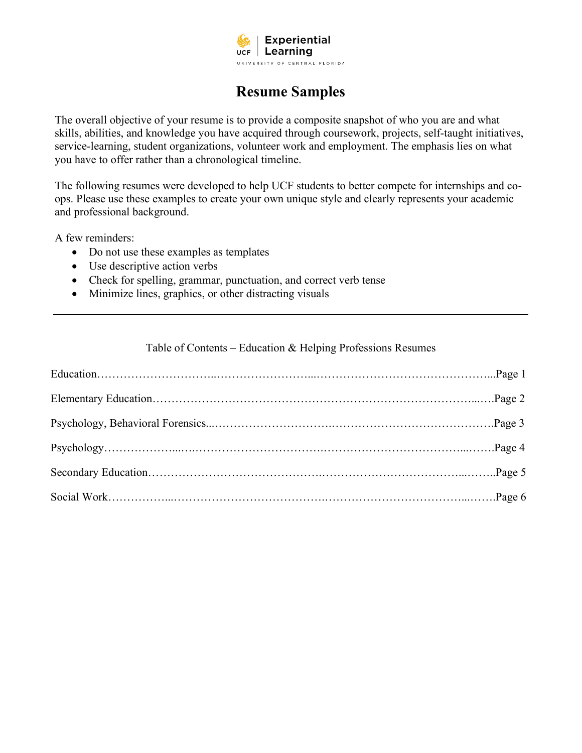Experiential Learning

UNIVERSITY OF CENTRAL FLORIDA

# Resume Samples

The overall objective of your resume is to provide a composite snapshot of who you are and what skills, abilities, and knowledge you have acquired through coursework, projects, self-taught initiatives, service-learning, student organizations, volunteer work and employment. The emphasis lies on what you have to offer rather than a chronological timeline.

The following resumes were developed to help UCF students to better compete for internships and co-ops. Please use these examples to create your own unique style and clearly represents your academic and professional background.

A few reminders:

- Do not use these examples as templates
- Use descriptive action verbs
- Check for spelling, grammar, punctuation, and correct verb tense
- Minimize lines, graphics, or other distracting visuals

---

Table of Contents – Education & Helping Professions Resumes

Education……………………………………………………………………………………...Page 1

Elementary Education…………………………………………………………………………….Page 2

Psychology, Behavioral Forensics...……………………………………………………………….Page 3

Psychology………………………………………………………………………………………Page 4

Secondary Education……………………………………………………………………………..Page 5

Social Work………………………………………………………………………………………Page 6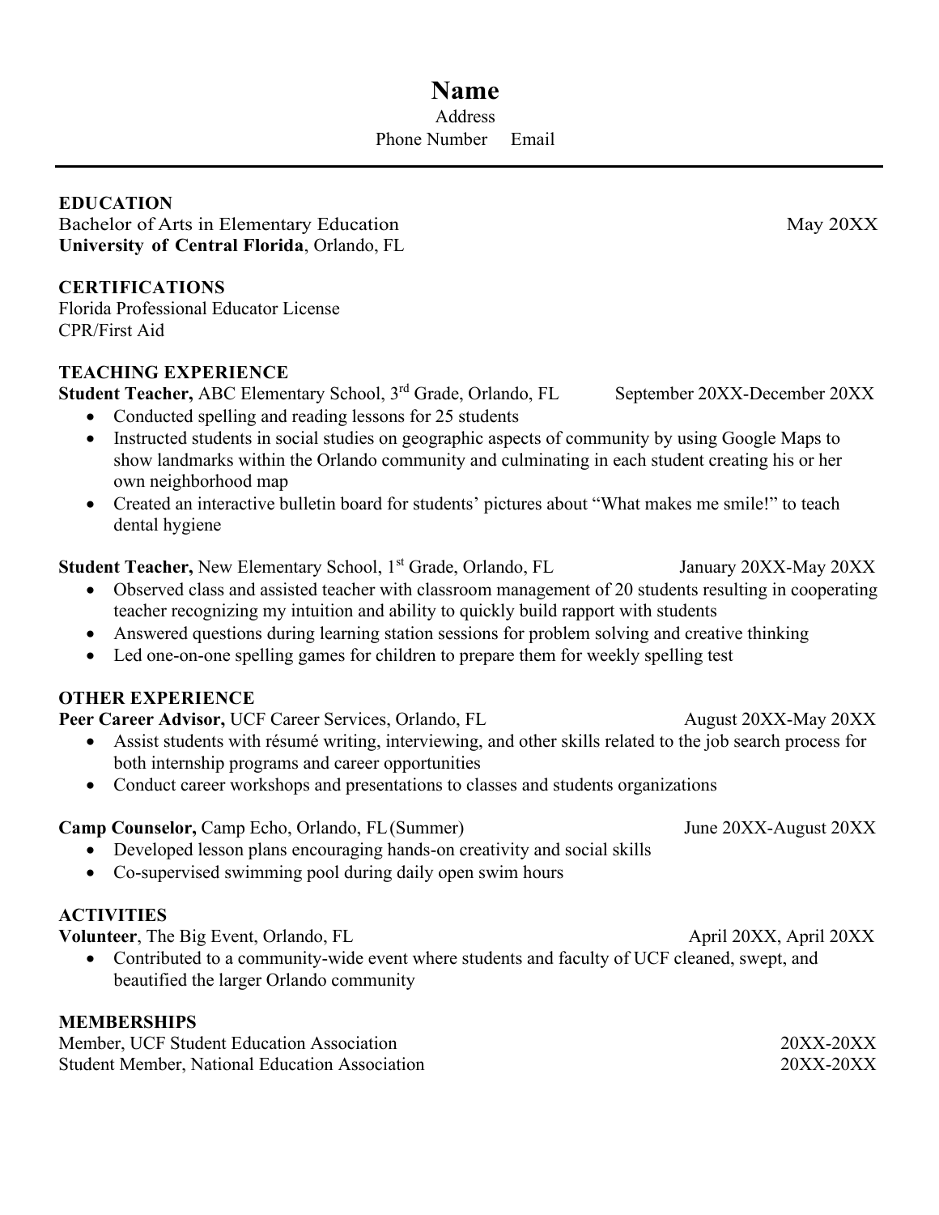# Name

Address

Phone Number     Email

---

## EDUCATION

Bachelor of Arts in Elementary Education — May 20XX
**University of Central Florida**, Orlando, FL

## CERTIFICATIONS

Florida Professional Educator License
CPR/First Aid

## TEACHING EXPERIENCE

**Student Teacher,** ABC Elementary School, 3rd Grade, Orlando, FL — September 20XX-December 20XX

- Conducted spelling and reading lessons for 25 students
- Instructed students in social studies on geographic aspects of community by using Google Maps to show landmarks within the Orlando community and culminating in each student creating his or her own neighborhood map
- Created an interactive bulletin board for students' pictures about "What makes me smile!" to teach dental hygiene

**Student Teacher,** New Elementary School, 1st Grade, Orlando, FL — January 20XX-May 20XX

- Observed class and assisted teacher with classroom management of 20 students resulting in cooperating teacher recognizing my intuition and ability to quickly build rapport with students
- Answered questions during learning station sessions for problem solving and creative thinking
- Led one-on-one spelling games for children to prepare them for weekly spelling test

## OTHER EXPERIENCE

**Peer Career Advisor,** UCF Career Services, Orlando, FL — August 20XX-May 20XX

- Assist students with résumé writing, interviewing, and other skills related to the job search process for both internship programs and career opportunities
- Conduct career workshops and presentations to classes and students organizations

**Camp Counselor,** Camp Echo, Orlando, FL (Summer) — June 20XX-August 20XX

- Developed lesson plans encouraging hands-on creativity and social skills
- Co-supervised swimming pool during daily open swim hours

## ACTIVITIES

**Volunteer**, The Big Event, Orlando, FL — April 20XX, April 20XX

- Contributed to a community-wide event where students and faculty of UCF cleaned, swept, and beautified the larger Orlando community

## MEMBERSHIPS

Member, UCF Student Education Association — 20XX-20XX
Student Member, National Education Association — 20XX-20XX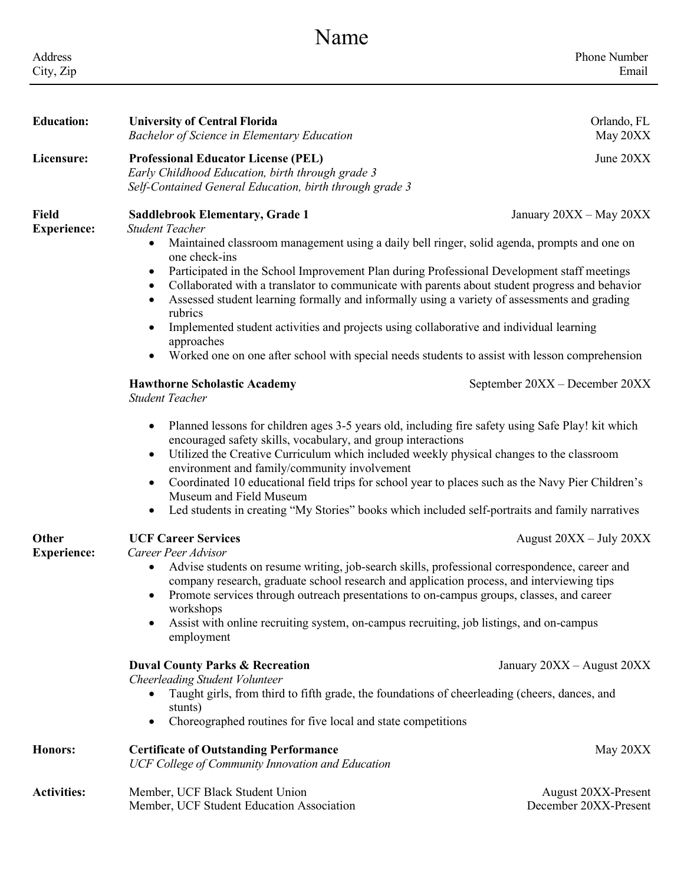# Name

Address
City, Zip

Phone Number
Email

---

**Education:**

**University of Central Florida** — Orlando, FL
*Bachelor of Science in Elementary Education* — May 20XX

**Licensure:**

**Professional Educator License (PEL)** — June 20XX
*Early Childhood Education, birth through grade 3*
*Self-Contained General Education, birth through grade 3*

**Field Experience:**

**Saddlebrook Elementary, Grade 1** — January 20XX – May 20XX
*Student Teacher*

- Maintained classroom management using a daily bell ringer, solid agenda, prompts and one on one check-ins
- Participated in the School Improvement Plan during Professional Development staff meetings
- Collaborated with a translator to communicate with parents about student progress and behavior
- Assessed student learning formally and informally using a variety of assessments and grading rubrics
- Implemented student activities and projects using collaborative and individual learning approaches
- Worked one on one after school with special needs students to assist with lesson comprehension

**Hawthorne Scholastic Academy** — September 20XX – December 20XX
*Student Teacher*

- Planned lessons for children ages 3-5 years old, including fire safety using Safe Play! kit which encouraged safety skills, vocabulary, and group interactions
- Utilized the Creative Curriculum which included weekly physical changes to the classroom environment and family/community involvement
- Coordinated 10 educational field trips for school year to places such as the Navy Pier Children's Museum and Field Museum
- Led students in creating "My Stories" books which included self-portraits and family narratives

**Other Experience:**

**UCF Career Services** — August 20XX – July 20XX
*Career Peer Advisor*

- Advise students on resume writing, job-search skills, professional correspondence, career and company research, graduate school research and application process, and interviewing tips
- Promote services through outreach presentations to on-campus groups, classes, and career workshops
- Assist with online recruiting system, on-campus recruiting, job listings, and on-campus employment

**Duval County Parks & Recreation** — January 20XX – August 20XX
*Cheerleading Student Volunteer*

- Taught girls, from third to fifth grade, the foundations of cheerleading (cheers, dances, and stunts)
- Choreographed routines for five local and state competitions

**Honors:**

**Certificate of Outstanding Performance** — May 20XX
*UCF College of Community Innovation and Education*

**Activities:**

Member, UCF Black Student Union — August 20XX-Present
Member, UCF Student Education Association — December 20XX-Present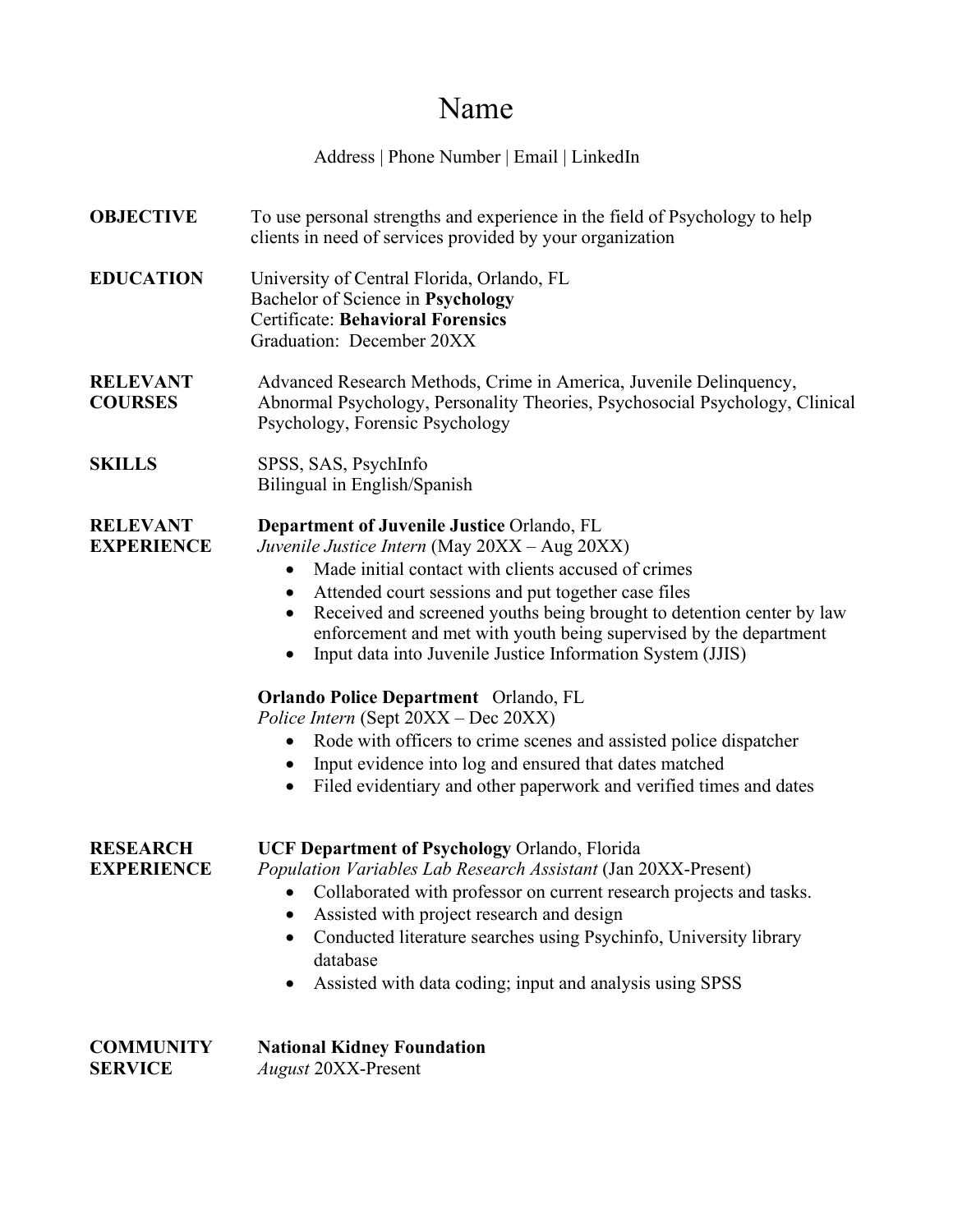# Name

Address | Phone Number | Email | LinkedIn

**OBJECTIVE**

To use personal strengths and experience in the field of Psychology to help clients in need of services provided by your organization

**EDUCATION**

University of Central Florida, Orlando, FL
Bachelor of Science in **Psychology**
Certificate: **Behavioral Forensics**
Graduation: December 20XX

**RELEVANT COURSES**

Advanced Research Methods, Crime in America, Juvenile Delinquency, Abnormal Psychology, Personality Theories, Psychosocial Psychology, Clinical Psychology, Forensic Psychology

**SKILLS**

SPSS, SAS, PsychInfo
Bilingual in English/Spanish

**RELEVANT EXPERIENCE**

**Department of Juvenile Justice** Orlando, FL
*Juvenile Justice Intern* (May 20XX – Aug 20XX)

- Made initial contact with clients accused of crimes
- Attended court sessions and put together case files
- Received and screened youths being brought to detention center by law enforcement and met with youth being supervised by the department
- Input data into Juvenile Justice Information System (JJIS)

**Orlando Police Department** Orlando, FL
*Police Intern* (Sept 20XX – Dec 20XX)

- Rode with officers to crime scenes and assisted police dispatcher
- Input evidence into log and ensured that dates matched
- Filed evidentiary and other paperwork and verified times and dates

**RESEARCH EXPERIENCE**

**UCF Department of Psychology** Orlando, Florida
*Population Variables Lab Research Assistant* (Jan 20XX-Present)

- Collaborated with professor on current research projects and tasks.
- Assisted with project research and design
- Conducted literature searches using Psychinfo, University library database
- Assisted with data coding; input and analysis using SPSS

**COMMUNITY SERVICE**

**National Kidney Foundation**
*August* 20XX-Present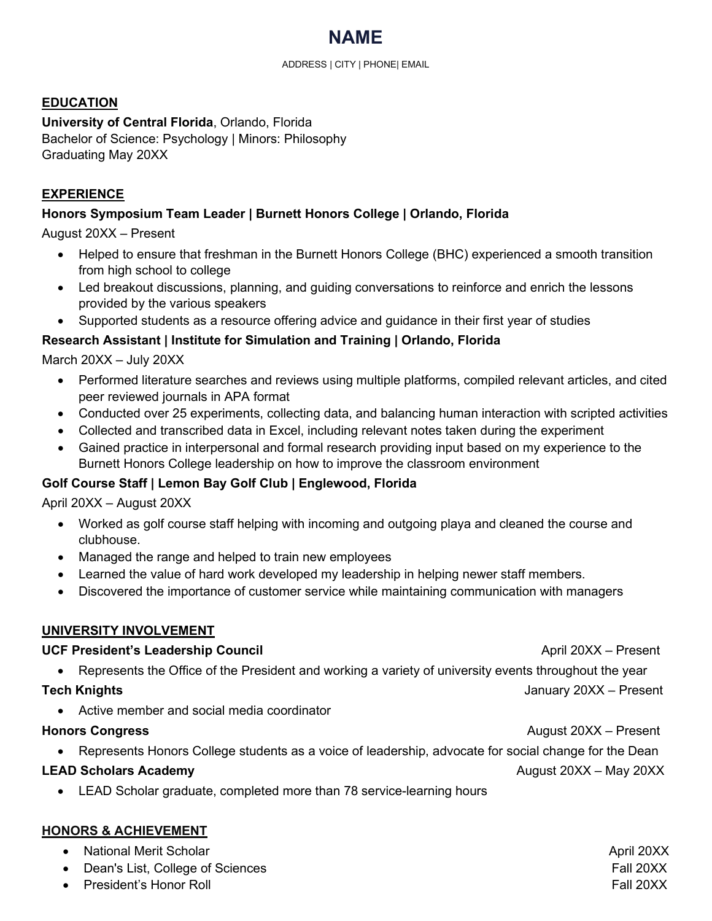# NAME

ADDRESS | CITY | PHONE| EMAIL

## EDUCATION

**University of Central Florida**, Orlando, Florida
Bachelor of Science: Psychology | Minors: Philosophy
Graduating May 20XX

## EXPERIENCE

**Honors Symposium Team Leader | Burnett Honors College | Orlando, Florida**
August 20XX – Present

- Helped to ensure that freshman in the Burnett Honors College (BHC) experienced a smooth transition from high school to college
- Led breakout discussions, planning, and guiding conversations to reinforce and enrich the lessons provided by the various speakers
- Supported students as a resource offering advice and guidance in their first year of studies

**Research Assistant | Institute for Simulation and Training | Orlando, Florida**
March 20XX – July 20XX

- Performed literature searches and reviews using multiple platforms, compiled relevant articles, and cited peer reviewed journals in APA format
- Conducted over 25 experiments, collecting data, and balancing human interaction with scripted activities
- Collected and transcribed data in Excel, including relevant notes taken during the experiment
- Gained practice in interpersonal and formal research providing input based on my experience to the Burnett Honors College leadership on how to improve the classroom environment

**Golf Course Staff | Lemon Bay Golf Club | Englewood, Florida**
April 20XX – August 20XX

- Worked as golf course staff helping with incoming and outgoing playa and cleaned the course and clubhouse.
- Managed the range and helped to train new employees
- Learned the value of hard work developed my leadership in helping newer staff members.
- Discovered the importance of customer service while maintaining communication with managers

## UNIVERSITY INVOLVEMENT

**UCF President's Leadership Council** — April 20XX – Present

- Represents the Office of the President and working a variety of university events throughout the year

**Tech Knights** — January 20XX – Present

- Active member and social media coordinator

**Honors Congress** — August 20XX – Present

- Represents Honors College students as a voice of leadership, advocate for social change for the Dean

**LEAD Scholars Academy** — August 20XX – May 20XX

- LEAD Scholar graduate, completed more than 78 service-learning hours

## HONORS & ACHIEVEMENT

- National Merit Scholar — April 20XX
- Dean's List, College of Sciences — Fall 20XX
- President's Honor Roll — Fall 20XX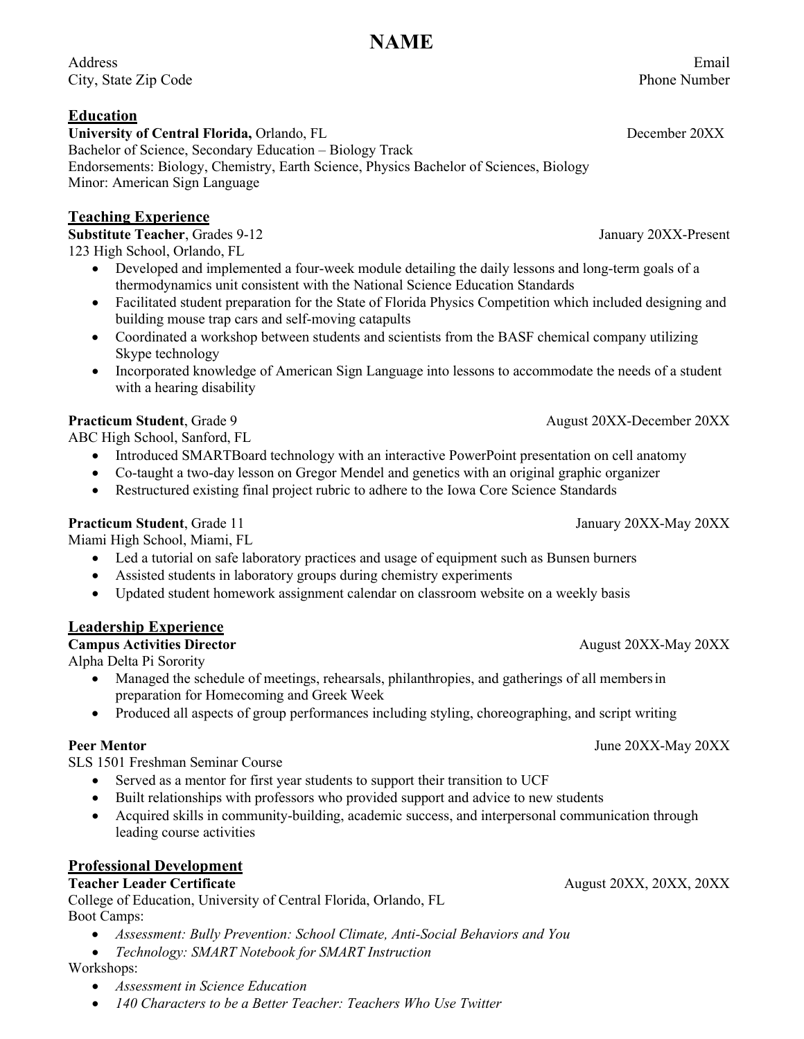# NAME

Address
City, State Zip Code

Email
Phone Number

## Education

**University of Central Florida,** Orlando, FL — December 20XX

Bachelor of Science, Secondary Education – Biology Track
Endorsements: Biology, Chemistry, Earth Science, Physics Bachelor of Sciences, Biology
Minor: American Sign Language

## Teaching Experience

**Substitute Teacher**, Grades 9-12 — January 20XX-Present

123 High School, Orlando, FL

- Developed and implemented a four-week module detailing the daily lessons and long-term goals of a thermodynamics unit consistent with the National Science Education Standards
- Facilitated student preparation for the State of Florida Physics Competition which included designing and building mouse trap cars and self-moving catapults
- Coordinated a workshop between students and scientists from the BASF chemical company utilizing Skype technology
- Incorporated knowledge of American Sign Language into lessons to accommodate the needs of a student with a hearing disability

**Practicum Student**, Grade 9 — August 20XX-December 20XX

ABC High School, Sanford, FL

- Introduced SMARTBoard technology with an interactive PowerPoint presentation on cell anatomy
- Co-taught a two-day lesson on Gregor Mendel and genetics with an original graphic organizer
- Restructured existing final project rubric to adhere to the Iowa Core Science Standards

**Practicum Student**, Grade 11 — January 20XX-May 20XX

Miami High School, Miami, FL

- Led a tutorial on safe laboratory practices and usage of equipment such as Bunsen burners
- Assisted students in laboratory groups during chemistry experiments
- Updated student homework assignment calendar on classroom website on a weekly basis

## Leadership Experience

**Campus Activities Director** — August 20XX-May 20XX

Alpha Delta Pi Sorority

- Managed the schedule of meetings, rehearsals, philanthropies, and gatherings of all members in preparation for Homecoming and Greek Week
- Produced all aspects of group performances including styling, choreographing, and script writing

**Peer Mentor** — June 20XX-May 20XX

SLS 1501 Freshman Seminar Course

- Served as a mentor for first year students to support their transition to UCF
- Built relationships with professors who provided support and advice to new students
- Acquired skills in community-building, academic success, and interpersonal communication through leading course activities

## Professional Development

**Teacher Leader Certificate** — August 20XX, 20XX, 20XX

College of Education, University of Central Florida, Orlando, FL

Boot Camps:

- *Assessment: Bully Prevention: School Climate, Anti-Social Behaviors and You*
- *Technology: SMART Notebook for SMART Instruction*

Workshops:

- *Assessment in Science Education*
- *140 Characters to be a Better Teacher: Teachers Who Use Twitter*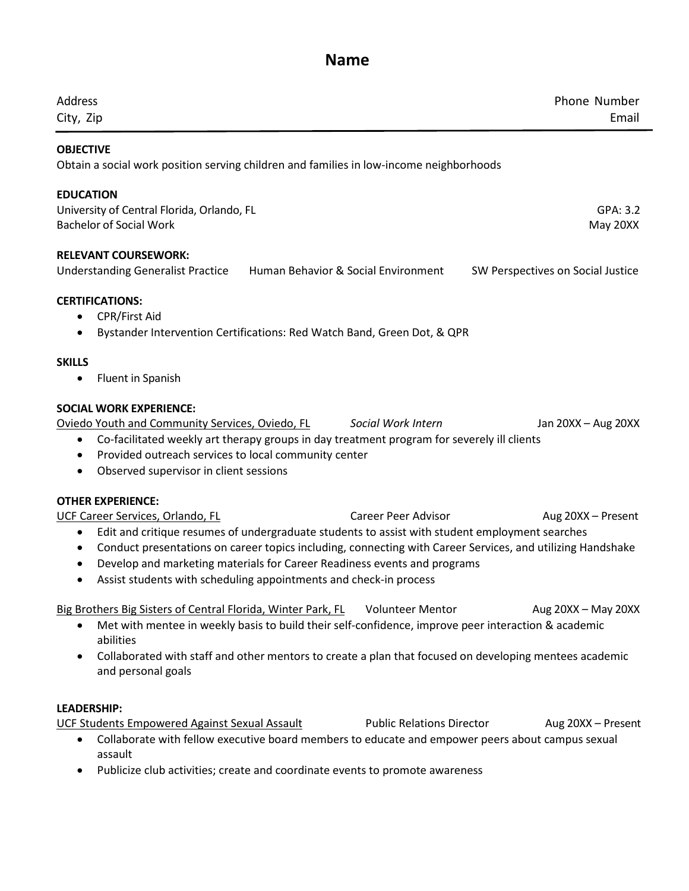# Name

Address | Phone Number
City, Zip | Email

---

**OBJECTIVE**

Obtain a social work position serving children and families in low-income neighborhoods

**EDUCATION**

University of Central Florida, Orlando, FL GPA: 3.2
Bachelor of Social Work May 20XX

**RELEVANT COURSEWORK:**

Understanding Generalist Practice | Human Behavior & Social Environment | SW Perspectives on Social Justice

**CERTIFICATIONS:**

- CPR/First Aid
- Bystander Intervention Certifications: Red Watch Band, Green Dot, & QPR

**SKILLS**

- Fluent in Spanish

**SOCIAL WORK EXPERIENCE:**

Oviedo Youth and Community Services, Oviedo, FL | *Social Work Intern* | Jan 20XX – Aug 20XX

- Co-facilitated weekly art therapy groups in day treatment program for severely ill clients
- Provided outreach services to local community center
- Observed supervisor in client sessions

**OTHER EXPERIENCE:**

UCF Career Services, Orlando, FL | Career Peer Advisor | Aug 20XX – Present

- Edit and critique resumes of undergraduate students to assist with student employment searches
- Conduct presentations on career topics including, connecting with Career Services, and utilizing Handshake
- Develop and marketing materials for Career Readiness events and programs
- Assist students with scheduling appointments and check-in process

Big Brothers Big Sisters of Central Florida, Winter Park, FL | Volunteer Mentor | Aug 20XX – May 20XX

- Met with mentee in weekly basis to build their self-confidence, improve peer interaction & academic abilities
- Collaborated with staff and other mentors to create a plan that focused on developing mentees academic and personal goals

**LEADERSHIP:**

UCF Students Empowered Against Sexual Assault | Public Relations Director | Aug 20XX – Present

- Collaborate with fellow executive board members to educate and empower peers about campus sexual assault
- Publicize club activities; create and coordinate events to promote awareness